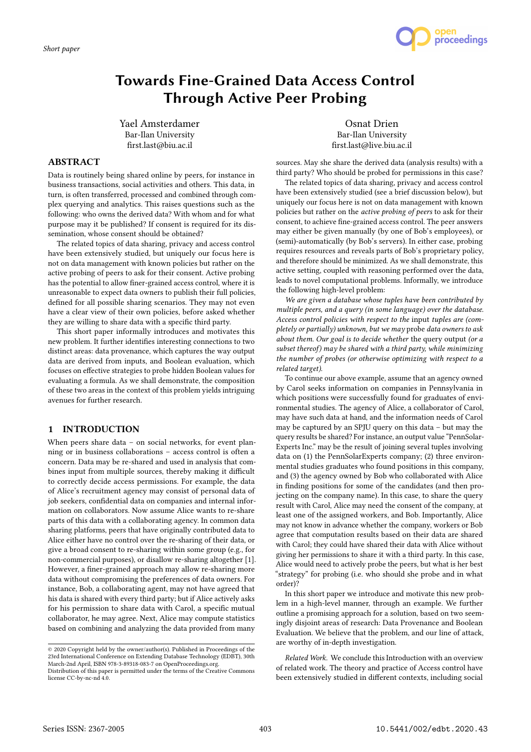Short paper

# Towards Fine-Grained Data Access Control Through Active Peer Probing

Yael Amsterdamer
Bar-Ilan University
first.last@biu.ac.il

Osnat Drien
Bar-Ilan University
first.last@live.biu.ac.il

## ABSTRACT

Data is routinely being shared online by peers, for instance in business transactions, social activities and others. This data, in turn, is often transferred, processed and combined through complex querying and analytics. This raises questions such as the following: who owns the derived data? With whom and for what purpose may it be published? If consent is required for its dissemination, whose consent should be obtained?

The related topics of data sharing, privacy and access control have been extensively studied, but uniquely our focus here is not on data management with known policies but rather on the active probing of peers to ask for their consent. Active probing has the potential to allow finer-grained access control, where it is unreasonable to expect data owners to publish their full policies, defined for all possible sharing scenarios. They may not even have a clear view of their own policies, before asked whether they are willing to share data with a specific third party.

This short paper informally introduces and motivates this new problem. It further identifies interesting connections to two distinct areas: data provenance, which captures the way output data are derived from inputs, and Boolean evaluation, which focuses on effective strategies to probe hidden Boolean values for evaluating a formula. As we shall demonstrate, the composition of these two areas in the context of this problem yields intriguing avenues for further research.

## 1 INTRODUCTION

When peers share data – on social networks, for event planning or in business collaborations – access control is often a concern. Data may be re-shared and used in analysis that combines input from multiple sources, thereby making it difficult to correctly decide access permissions. For example, the data of Alice's recruitment agency may consist of personal data of job seekers, confidential data on companies and internal information on collaborators. Now assume Alice wants to re-share parts of this data with a collaborating agency. In common data sharing platforms, peers that have originally contributed data to Alice either have no control over the re-sharing of their data, or give a broad consent to re-sharing within some group (e.g., for non-commercial purposes), or disallow re-sharing altogether [1]. However, a finer-grained approach may allow re-sharing more data without compromising the preferences of data owners. For instance, Bob, a collaborating agent, may not have agreed that his data is shared with every third party; but if Alice actively asks for his permission to share data with Carol, a specific mutual collaborator, he may agree. Next, Alice may compute statistics based on combining and analyzing the data provided from many sources. May she share the derived data (analysis results) with a third party? Who should be probed for permissions in this case?

The related topics of data sharing, privacy and access control have been extensively studied (see a brief discussion below), but uniquely our focus here is not on data management with known policies but rather on the *active probing of peers* to ask for their consent, to achieve fine-grained access control. The peer answers may either be given manually (by one of Bob's employees), or (semi-)automatically (by Bob's servers). In either case, probing requires resources and reveals parts of Bob's proprietary policy, and therefore should be minimized. As we shall demonstrate, this active setting, coupled with reasoning performed over the data, leads to novel computational problems. Informally, we introduce the following high-level problem:

*We are given a database whose tuples have been contributed by multiple peers, and a query (in some language) over the database. Access control policies with respect to the* input *tuples are (completely or partially) unknown, but we may* probe *data owners to ask about them. Our goal is to decide whether* the query output *(or a subset thereof) may be shared with a third party, while minimizing the number of probes (or otherwise optimizing with respect to a related target).*

To continue our above example, assume that an agency owned by Carol seeks information on companies in Pennsylvania in which positions were successfully found for graduates of environmental studies. The agency of Alice, a collaborator of Carol, may have such data at hand, and the information needs of Carol may be captured by an SPJU query on this data – but may the query results be shared? For instance, an output value "PennSolarExperts Inc." may be the result of joining several tuples involving data on (1) the PennSolarExperts company; (2) three environmental studies graduates who found positions in this company, and (3) the agency owned by Bob who collaborated with Alice in finding positions for some of the candidates (and then projecting on the company name). In this case, to share the query result with Carol, Alice may need the consent of the company, at least one of the assigned workers, and Bob. Importantly, Alice may not know in advance whether the company, workers or Bob agree that computation results based on their data are shared with Carol; they could have shared their data with Alice without giving her permissions to share it with a third party. In this case, Alice would need to actively probe the peers, but what is her best "strategy" for probing (i.e. who should she probe and in what order)?

In this short paper we introduce and motivate this new problem in a high-level manner, through an example. We further outline a promising approach for a solution, based on two seemingly disjoint areas of research: Data Provenance and Boolean Evaluation. We believe that the problem, and our line of attack, are worthy of in-depth investigation.

*Related Work.* We conclude this Introduction with an overview of related work. The theory and practice of Access control have been extensively studied in different contexts, including social

© 2020 Copyright held by the owner/author(s). Published in Proceedings of the 23rd International Conference on Extending Database Technology (EDBT), 30th March-2nd April, ISBN 978-3-89318-083-7 on OpenProceedings.org.
Distribution of this paper is permitted under the terms of the Creative Commons license CC-by-nc-nd 4.0.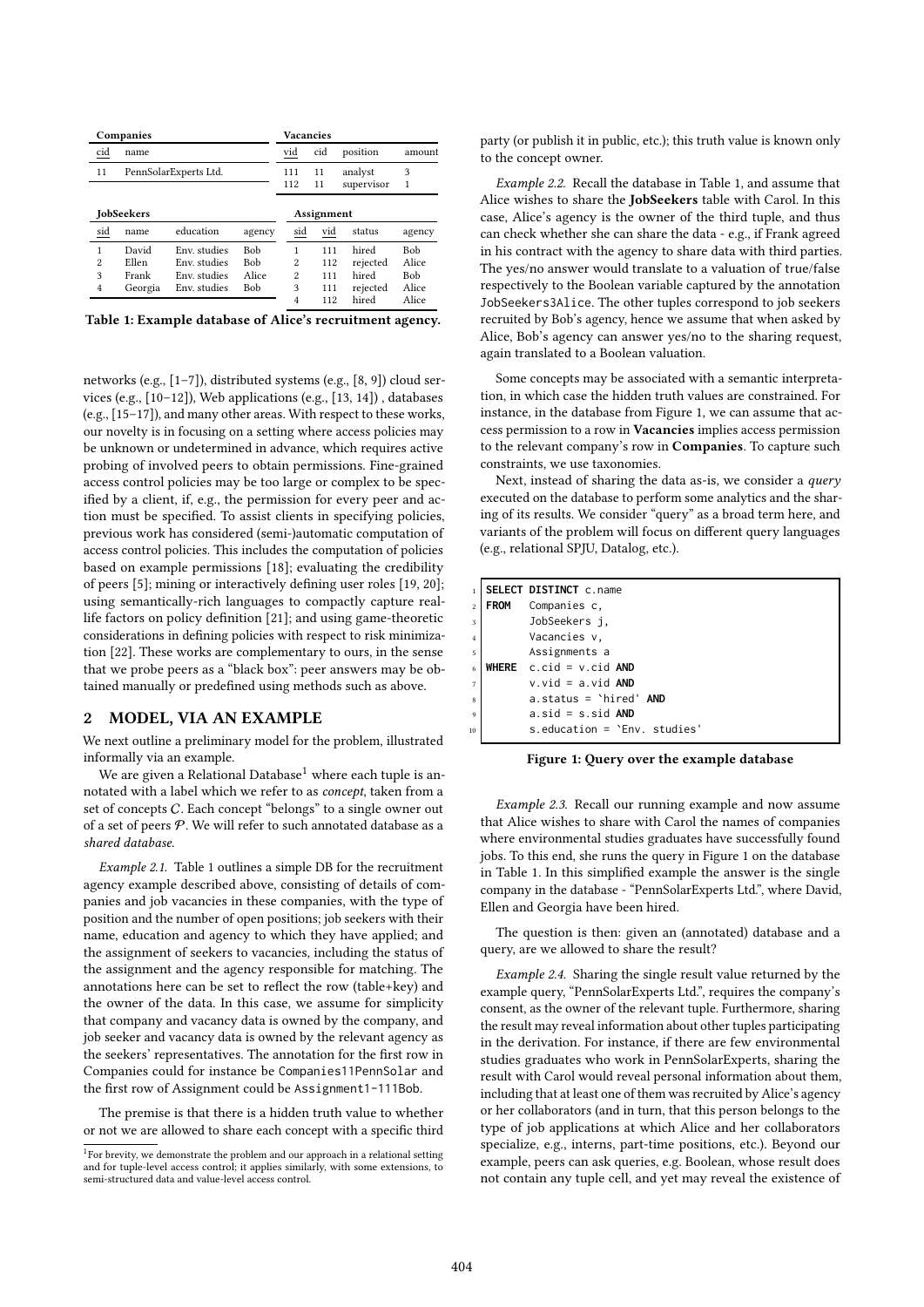**Companies**

| cid | name |
|---|---|
| 11 | PennSolarExperts Ltd. |

**Vacancies**

| vid | cid | position | amount |
|---|---|---|---|
| 111 | 11 | analyst | 3 |
| 112 | 11 | supervisor | 1 |

**JobSeekers**

| sid | name | education | agency |
|---|---|---|---|
| 1 | David | Env. studies | Bob |
| 2 | Ellen | Env. studies | Bob |
| 3 | Frank | Env. studies | Alice |
| 4 | Georgia | Env. studies | Bob |

**Assignment**

| sid | vid | status | agency |
|---|---|---|---|
| 1 | 111 | hired | Bob |
| 2 | 112 | rejected | Alice |
| 2 | 111 | hired | Bob |
| 3 | 111 | rejected | Alice |
| 4 | 112 | hired | Alice |

**Table 1: Example database of Alice's recruitment agency.**

networks (e.g., [1–7]), distributed systems (e.g., [8, 9]) cloud services (e.g., [10–12]), Web applications (e.g., [13, 14]) , databases (e.g., [15–17]), and many other areas. With respect to these works, our novelty is in focusing on a setting where access policies may be unknown or undetermined in advance, which requires active probing of involved peers to obtain permissions. Fine-grained access control policies may be too large or complex to be specified by a client, if, e.g., the permission for every peer and action must be specified. To assist clients in specifying policies, previous work has considered (semi-)automatic computation of access control policies. This includes the computation of policies based on example permissions [18]; evaluating the credibility of peers [5]; mining or interactively defining user roles [19, 20]; using semantically-rich languages to compactly capture real-life factors on policy definition [21]; and using game-theoretic considerations in defining policies with respect to risk minimization [22]. These works are complementary to ours, in the sense that we probe peers as a "black box": peer answers may be obtained manually or predefined using methods such as above.

## 2 MODEL, VIA AN EXAMPLE

We next outline a preliminary model for the problem, illustrated informally via an example.

We are given a Relational Database[1] where each tuple is annotated with a label which we refer to as *concept*, taken from a set of concepts $\mathcal{C}$. Each concept "belongs" to a single owner out of a set of peers $\mathcal{P}$. We will refer to such annotated database as a *shared database*.

*Example 2.1.* Table 1 outlines a simple DB for the recruitment agency example described above, consisting of details of companies and job vacancies in these companies, with the type of position and the number of open positions; job seekers with their name, education and agency to which they have applied; and the assignment of seekers to vacancies, including the status of the assignment and the agency responsible for matching. The annotations here can be set to reflect the row (table+key) and the owner of the data. In this case, we assume for simplicity that company and vacancy data is owned by the company, and job seeker and vacancy data is owned by the relevant agency as the seekers' representatives. The annotation for the first row in Companies could for instance be `Companies11PennSolar` and the first row of Assignment could be `Assignment1-111Bob`.

The premise is that there is a hidden truth value to whether or not we are allowed to share each concept with a specific third party (or publish it in public, etc.); this truth value is known only to the concept owner.

[1] For brevity, we demonstrate the problem and our approach in a relational setting and for tuple-level access control; it applies similarly, with some extensions, to semi-structured data and value-level access control.

*Example 2.2.* Recall the database in Table 1, and assume that Alice wishes to share the **JobSeekers** table with Carol. In this case, Alice's agency is the owner of the third tuple, and thus can check whether she can share the data - e.g., if Frank agreed in his contract with the agency to share data with third parties. The yes/no answer would translate to a valuation of true/false respectively to the Boolean variable captured by the annotation `JobSeekers3Alice`. The other tuples correspond to job seekers recruited by Bob's agency, hence we assume that when asked by Alice, Bob's agency can answer yes/no to the sharing request, again translated to a Boolean valuation.

Some concepts may be associated with a semantic interpretation, in which case the hidden truth values are constrained. For instance, in the database from Figure 1, we can assume that access permission to a row in **Vacancies** implies access permission to the relevant company's row in **Companies**. To capture such constraints, we use taxonomies.

Next, instead of sharing the data as-is, we consider a *query* executed on the database to perform some analytics and the sharing of its results. We consider "query" as a broad term here, and variants of the problem will focus on different query languages (e.g., relational SPJU, Datalog, etc.).

```
SELECT DISTINCT c.name
FROM   Companies c,
       JobSeekers j,
       Vacancies v,
       Assignments a
WHERE  c.cid = v.cid AND
       v.vid = a.vid AND
       a.status = `hired' AND
       a.sid = s.sid AND
       s.education = `Env. studies'
```

**Figure 1: Query over the example database**

*Example 2.3.* Recall our running example and now assume that Alice wishes to share with Carol the names of companies where environmental studies graduates have successfully found jobs. To this end, she runs the query in Figure 1 on the database in Table 1. In this simplified example the answer is the single company in the database - "PennSolarExperts Ltd.", where David, Ellen and Georgia have been hired.

The question is then: given an (annotated) database and a query, are we allowed to share the result?

*Example 2.4.* Sharing the single result value returned by the example query, "PennSolarExperts Ltd.", requires the company's consent, as the owner of the relevant tuple. Furthermore, sharing the result may reveal information about other tuples participating in the derivation. For instance, if there are few environmental studies graduates who work in PennSolarExperts, sharing the result with Carol would reveal personal information about them, including that at least one of them was recruited by Alice's agency or her collaborators (and in turn, that this person belongs to the type of job applications at which Alice and her collaborators specialize, e.g., interns, part-time positions, etc.). Beyond our example, peers can ask queries, e.g. Boolean, whose result does not contain any tuple cell, and yet may reveal the existence of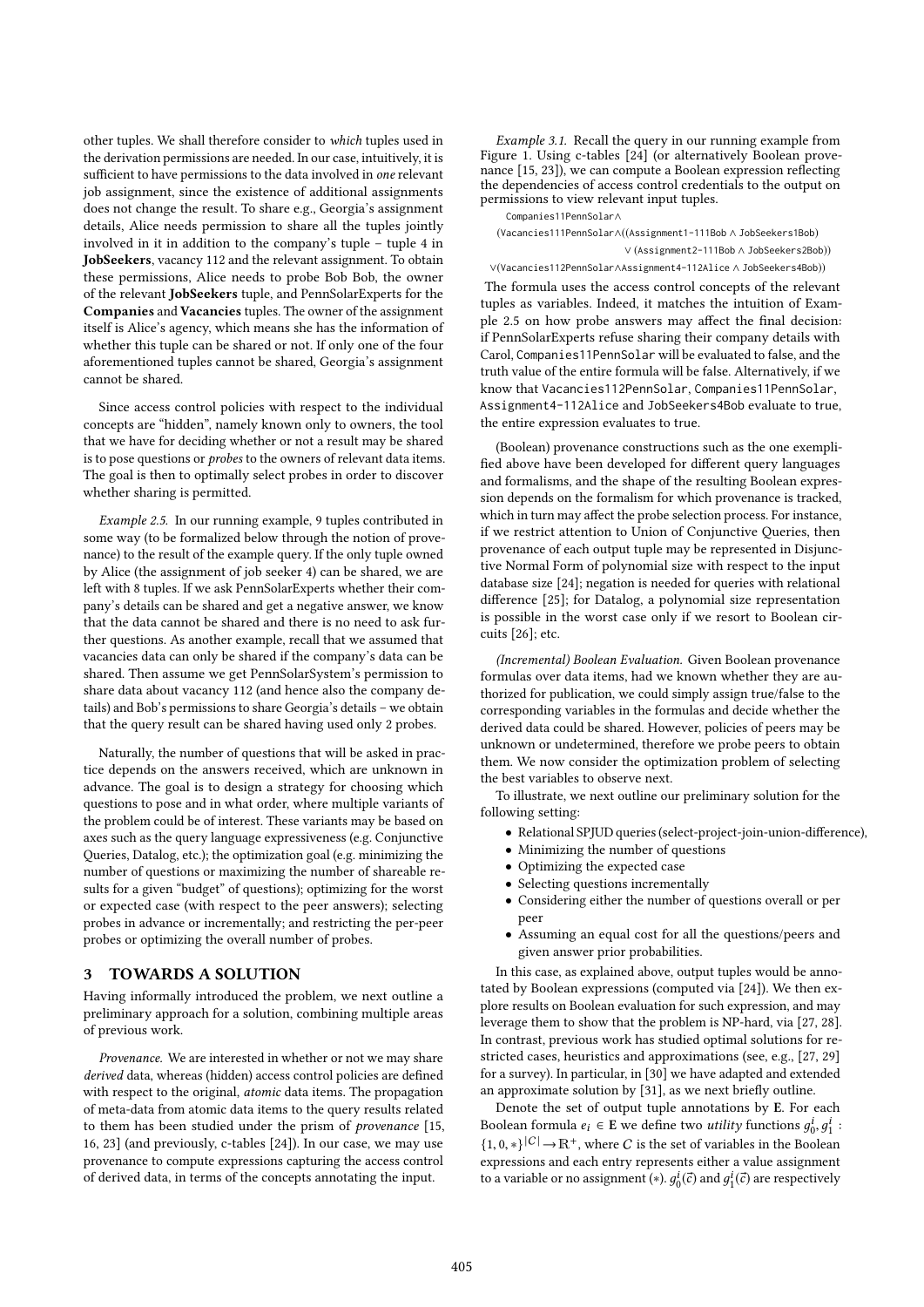other tuples. We shall therefore consider to *which* tuples used in the derivation permissions are needed. In our case, intuitively, it is sufficient to have permissions to the data involved in *one* relevant job assignment, since the existence of additional assignments does not change the result. To share e.g., Georgia's assignment details, Alice needs permission to share all the tuples jointly involved in it in addition to the company's tuple – tuple 4 in **JobSeekers**, vacancy 112 and the relevant assignment. To obtain these permissions, Alice needs to probe Bob Bob, the owner of the relevant **JobSeekers** tuple, and PennSolarExperts for the **Companies** and **Vacancies** tuples. The owner of the assignment itself is Alice's agency, which means she has the information of whether this tuple can be shared or not. If only one of the four aforementioned tuples cannot be shared, Georgia's assignment cannot be shared.

Since access control policies with respect to the individual concepts are "hidden", namely known only to owners, the tool that we have for deciding whether or not a result may be shared is to pose questions or *probes* to the owners of relevant data items. The goal is then to optimally select probes in order to discover whether sharing is permitted.

*Example 2.5.* In our running example, 9 tuples contributed in some way (to be formalized below through the notion of provenance) to the result of the example query. If the only tuple owned by Alice (the assignment of job seeker 4) can be shared, we are left with 8 tuples. If we ask PennSolarExperts whether their company's details can be shared and get a negative answer, we know that the data cannot be shared and there is no need to ask further questions. As another example, recall that we assumed that vacancies data can only be shared if the company's data can be shared. Then assume we get PennSolarSystem's permission to share data about vacancy 112 (and hence also the company details) and Bob's permissions to share Georgia's details – we obtain that the query result can be shared having used only 2 probes.

Naturally, the number of questions that will be asked in practice depends on the answers received, which are unknown in advance. The goal is to design a strategy for choosing which questions to pose and in what order, where multiple variants of the problem could be of interest. These variants may be based on axes such as the query language expressiveness (e.g. Conjunctive Queries, Datalog, etc.); the optimization goal (e.g. minimizing the number of questions or maximizing the number of shareable results for a given "budget" of questions); optimizing for the worst or expected case (with respect to the peer answers); selecting probes in advance or incrementally; and restricting the per-peer probes or optimizing the overall number of probes.

## 3 TOWARDS A SOLUTION

Having informally introduced the problem, we next outline a preliminary approach for a solution, combining multiple areas of previous work.

*Provenance.* We are interested in whether or not we may share *derived* data, whereas (hidden) access control policies are defined with respect to the original, *atomic* data items. The propagation of meta-data from atomic data items to the query results related to them has been studied under the prism of *provenance* [15, 16, 23] (and previously, c-tables [24]). In our case, we may use provenance to compute expressions capturing the access control of derived data, in terms of the concepts annotating the input.

*Example 3.1.* Recall the query in our running example from Figure 1. Using c-tables [24] (or alternatively Boolean provenance [15, 23]), we can compute a Boolean expression reflecting the dependencies of access control credentials to the output on permissions to view relevant input tuples.

```
Companies11PennSolar∧
(Vacancies111PennSolar∧((Assignment1-111Bob ∧ JobSeekers1Bob)
                        ∨ (Assignment2-111Bob ∧ JobSeekers2Bob))
∨(Vacancies112PennSolar∧Assignment4-112Alice ∧ JobSeekers4Bob))
```

The formula uses the access control concepts of the relevant tuples as variables. Indeed, it matches the intuition of Example 2.5 on how probe answers may affect the final decision: if PennSolarExperts refuse sharing their company details with Carol, Companies11PennSolar will be evaluated to false, and the truth value of the entire formula will be false. Alternatively, if we know that Vacancies112PennSolar, Companies11PennSolar, Assignment4-112Alice and JobSeekers4Bob evaluate to true, the entire expression evaluates to true.

(Boolean) provenance constructions such as the one exemplified above have been developed for different query languages and formalisms, and the shape of the resulting Boolean expression depends on the formalism for which provenance is tracked, which in turn may affect the probe selection process. For instance, if we restrict attention to Union of Conjunctive Queries, then provenance of each output tuple may be represented in Disjunctive Normal Form of polynomial size with respect to the input database size [24]; negation is needed for queries with relational difference [25]; for Datalog, a polynomial size representation is possible in the worst case only if we resort to Boolean circuits [26]; etc.

*(Incremental) Boolean Evaluation.* Given Boolean provenance formulas over data items, had we known whether they are authorized for publication, we could simply assign true/false to the corresponding variables in the formulas and decide whether the derived data could be shared. However, policies of peers may be unknown or undetermined, therefore we probe peers to obtain them. We now consider the optimization problem of selecting the best variables to observe next.

To illustrate, we next outline our preliminary solution for the following setting:

- Relational SPJUD queries (select-project-join-union-difference),
- Minimizing the number of questions
- Optimizing the expected case
- Selecting questions incrementally
- Considering either the number of questions overall or per peer
- Assuming an equal cost for all the questions/peers and given answer prior probabilities.

In this case, as explained above, output tuples would be annotated by Boolean expressions (computed via [24]). We then explore results on Boolean evaluation for such expression, and may leverage them to show that the problem is NP-hard, via [27, 28]. In contrast, previous work has studied optimal solutions for restricted cases, heuristics and approximations (see, e.g., [27, 29] for a survey). In particular, in [30] we have adapted and extended an approximate solution by [31], as we next briefly outline.

Denote the set of output tuple annotations by $\mathbf{E}$. For each Boolean formula $e_i \in \mathbf{E}$ we define two *utility* functions $g_0^i, g_1^i : \{1, 0, *\}^{|C|} \rightarrow \mathbb{R}^+$, where $C$ is the set of variables in the Boolean expressions and each entry represents either a value assignment to a variable or no assignment ($*$). $g_0^i(\vec{c})$ and $g_1^i(\vec{c})$ are respectively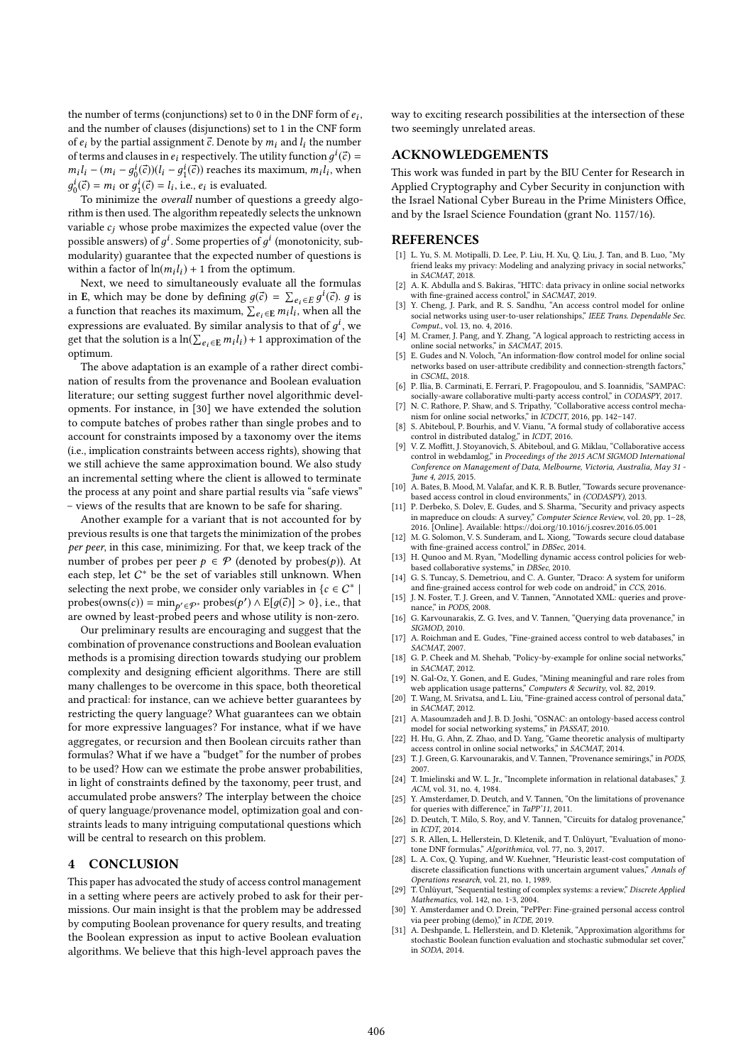the number of terms (conjunctions) set to 0 in the DNF form of $e_i$, and the number of clauses (disjunctions) set to 1 in the CNF form of $e_i$ by the partial assignment $\vec{c}$. Denote by $m_i$ and $l_i$ the number of terms and clauses in $e_i$ respectively. The utility function $g^i(\vec{c}) = m_i l_i - (m_i - g_0^i(\vec{c}))(l_i - g_1^i(\vec{c}))$ reaches its maximum, $m_i l_i$, when $g_0^i(\vec{c}) = m_i$ or $g_1^i(\vec{c}) = l_i$, i.e., $e_i$ is evaluated.

To minimize the *overall* number of questions a greedy algorithm is then used. The algorithm repeatedly selects the unknown variable $c_j$ whose probe maximizes the expected value (over the possible answers) of $g^i$. Some properties of $g^i$ (monotonicity, submodularity) guarantee that the expected number of questions is within a factor of $\ln(m_i l_i) + 1$ from the optimum.

Next, we need to simultaneously evaluate all the formulas in **E**, which may be done by defining $g(\vec{c}) = \sum_{e_i \in E} g^i(\vec{c})$. $g$ is a function that reaches its maximum, $\sum_{e_i \in \mathbf{E}} m_i l_i$, when all the expressions are evaluated. By similar analysis to that of $g^i$, we get that the solution is a $\ln(\sum_{e_i \in \mathbf{E}} m_i l_i) + 1$ approximation of the optimum.

The above adaptation is an example of a rather direct combination of results from the provenance and Boolean evaluation literature; our setting suggest further novel algorithmic developments. For instance, in [30] we have extended the solution to compute batches of probes rather than single probes and to account for constraints imposed by a taxonomy over the items (i.e., implication constraints between access rights), showing that we still achieve the same approximation bound. We also study an incremental setting where the client is allowed to terminate the process at any point and share partial results via "safe views" – views of the results that are known to be safe for sharing.

Another example for a variant that is not accounted for by previous results is one that targets the minimization of the probes *per peer*, in this case, minimizing. For that, we keep track of the number of probes per peer $p \in \mathcal{P}$ (denoted by probes($p$)). At each step, let $C^*$ be the set of variables still unknown. When selecting the next probe, we consider only variables in $\{c \in C^* \mid \text{probes}(\text{owns}(c)) = \min_{p' \in \mathcal{P}^*} \text{probes}(p') \wedge \mathrm{E}[g(\vec{c})] > 0\}$, i.e., that are owned by least-probed peers and whose utility is non-zero.

Our preliminary results are encouraging and suggest that the combination of provenance constructions and Boolean evaluation methods is a promising direction towards studying our problem complexity and designing efficient algorithms. There are still many challenges to be overcome in this space, both theoretical and practical: for instance, can we achieve better guarantees by restricting the query language? What guarantees can we obtain for more expressive languages? For instance, what if we have aggregates, or recursion and then Boolean circuits rather than formulas? What if we have a "budget" for the number of probes to be used? How can we estimate the probe answer probabilities, in light of constraints defined by the taxonomy, peer trust, and accumulated probe answers? The interplay between the choice of query language/provenance model, optimization goal and constraints leads to many intriguing computational questions which will be central to research on this problem.

## 4 CONCLUSION

This paper has advocated the study of access control management in a setting where peers are actively probed to ask for their permissions. Our main insight is that the problem may be addressed by computing Boolean provenance for query results, and treating the Boolean expression as input to active Boolean evaluation algorithms. We believe that this high-level approach paves the way to exciting research possibilities at the intersection of these two seemingly unrelated areas.

## ACKNOWLEDGEMENTS

This work was funded in part by the BIU Center for Research in Applied Cryptography and Cyber Security in conjunction with the Israel National Cyber Bureau in the Prime Ministers Office, and by the Israel Science Foundation (grant No. 1157/16).

## REFERENCES

[1] L. Yu, S. M. Motipalli, D. Lee, P. Liu, H. Xu, Q. Liu, J. Tan, and B. Luo, "My friend leaks my privacy: Modeling and analyzing privacy in social networks," in *SACMAT*, 2018.

[2] A. K. Abdulla and S. Bakiras, "HITC: data privacy in online social networks with fine-grained access control," in *SACMAT*, 2019.

[3] Y. Cheng, J. Park, and R. S. Sandhu, "An access control model for online social networks using user-to-user relationships," *IEEE Trans. Dependable Sec. Comput.*, vol. 13, no. 4, 2016.

[4] M. Cramer, J. Pang, and Y. Zhang, "A logical approach to restricting access in online social networks," in *SACMAT*, 2015.

[5] E. Gudes and N. Voloch, "An information-flow control model for online social networks based on user-attribute credibility and connection-strength factors," in *CSCML*, 2018.

[6] P. Ilia, B. Carminati, E. Ferrari, P. Fragopoulou, and S. Ioannidis, "SAMPAC: socially-aware collaborative multi-party access control," in *CODASPY*, 2017.

[7] N. C. Rathore, P. Shaw, and S. Tripathy, "Collaborative access control mechanism for online social networks," in *ICDCIT*, 2016, pp. 142–147.

[8] S. Abiteboul, P. Bourhis, and V. Vianu, "A formal study of collaborative access control in distributed datalog," in *ICDT*, 2016.

[9] V. Z. Moffitt, J. Stoyanovich, S. Abiteboul, and G. Miklau, "Collaborative access control in webdamlog," in *Proceedings of the 2015 ACM SIGMOD International Conference on Management of Data, Melbourne, Victoria, Australia, May 31 - June 4, 2015*, 2015.

[10] A. Bates, B. Mood, M. Valafar, and K. R. B. Butler, "Towards secure provenance-based access control in cloud environments," in *(CODASPY)*, 2013.

[11] P. Derbeko, S. Dolev, E. Gudes, and S. Sharma, "Security and privacy aspects in mapreduce on clouds: A survey," *Computer Science Review*, vol. 20, pp. 1–28, 2016. [Online]. Available: https://doi.org/10.1016/j.cosrev.2016.05.001

[12] M. G. Solomon, V. S. Sunderam, and L. Xiong, "Towards secure cloud database with fine-grained access control," in *DBSec*, 2014.

[13] H. Qunoo and M. Ryan, "Modelling dynamic access control policies for web-based collaborative systems," in *DBSec*, 2010.

[14] G. S. Tuncay, S. Demetriou, and C. A. Gunter, "Draco: A system for uniform and fine-grained access control for web code on android," in *CCS*, 2016.

[15] J. N. Foster, T. J. Green, and V. Tannen, "Annotated XML: queries and provenance," in *PODS*, 2008.

[16] G. Karvounarakis, Z. G. Ives, and V. Tannen, "Querying data provenance," in *SIGMOD*, 2010.

[17] A. Roichman and E. Gudes, "Fine-grained access control to web databases," in *SACMAT*, 2007.

[18] G. P. Cheek and M. Shehab, "Policy-by-example for online social networks," in *SACMAT*, 2012.

[19] N. Gal-Oz, Y. Gonen, and E. Gudes, "Mining meaningful and rare roles from web application usage patterns," *Computers & Security*, vol. 82, 2019.

[20] T. Wang, M. Srivatsa, and L. Liu, "Fine-grained access control of personal data," in *SACMAT*, 2012.

[21] A. Masoumzadeh and J. B. D. Joshi, "OSNAC: an ontology-based access control model for social networking systems," in *PASSAT*, 2010.

[22] H. Hu, G. Ahn, Z. Zhao, and D. Yang, "Game theoretic analysis of multiparty access control in online social networks," in *SACMAT*, 2014.

[23] T. J. Green, G. Karvounarakis, and V. Tannen, "Provenance semirings," in *PODS*, 2007.

[24] T. Imielinski and W. L. Jr., "Incomplete information in relational databases," *J. ACM*, vol. 31, no. 4, 1984.

[25] Y. Amsterdamer, D. Deutch, and V. Tannen, "On the limitations of provenance for queries with difference," in *TaPP'11*, 2011.

[26] D. Deutch, T. Milo, S. Roy, and V. Tannen, "Circuits for datalog provenance," in *ICDT*, 2014.

[27] S. R. Allen, L. Hellerstein, D. Kletenik, and T. Ünlüyurt, "Evaluation of monotone DNF formulas," *Algorithmica*, vol. 77, no. 3, 2017.

[28] L. A. Cox, Q. Yuping, and W. Kuehner, "Heuristic least-cost computation of discrete classification functions with uncertain argument values," *Annals of Operations research*, vol. 21, no. 1, 1989.

[29] T. Ünlüyurt, "Sequential testing of complex systems: a review," *Discrete Applied Mathematics*, vol. 142, no. 1-3, 2004.

[30] Y. Amsterdamer and O. Drein, "PePPer: Fine-grained personal access control via peer probing (demo)," in *ICDE*, 2019.

[31] A. Deshpande, L. Hellerstein, and D. Kletenik, "Approximation algorithms for stochastic Boolean function evaluation and stochastic submodular set cover," in *SODA*, 2014.